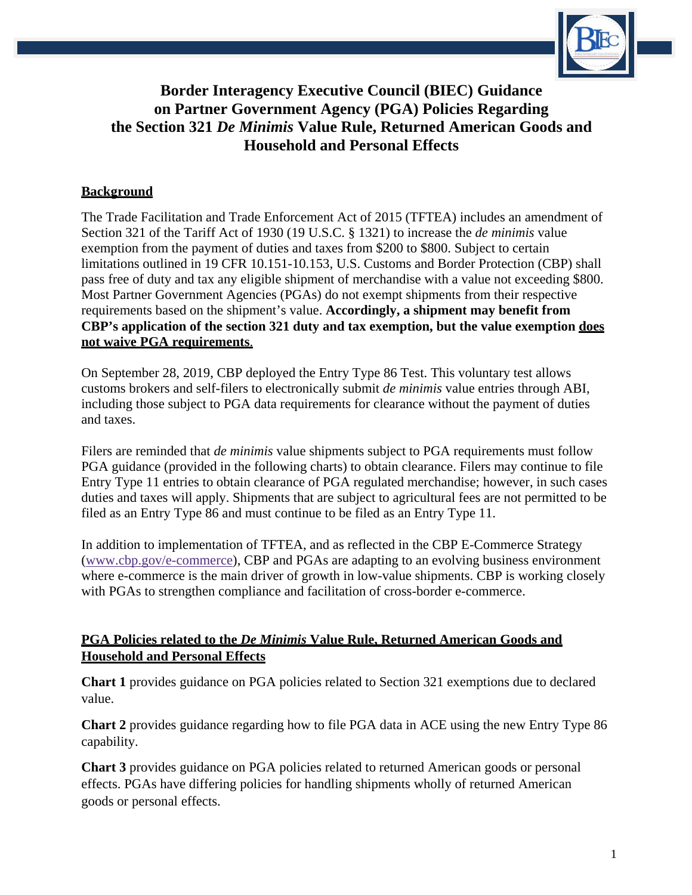# Border Interagency Executive Council (BIEC) Guidance on Partner Government Agency (PGA) Policies Regarding the Section 321 *De Minimis* Value Rule, Returned American Goods and Household and Personal Effects

## Background

The Trade Facilitation and Trade Enforcement Act of 2015 (TFTEA) includes an amendment of Section 321 of the Tariff Act of 1930 (19 U.S.C. § 1321) to increase the *de minimis* value exemption from the payment of duties and taxes from $200 to $800. Subject to certain limitations outlined in 19 CFR 10.151-10.153, U.S. Customs and Border Protection (CBP) shall pass free of duty and tax any eligible shipment of merchandise with a value not exceeding $800. Most Partner Government Agencies (PGAs) do not exempt shipments from their respective requirements based on the shipment's value. **Accordingly, a shipment may benefit from CBP's application of the section 321 duty and tax exemption, but the value exemption <u>does not waive PGA requirements</u>.**

On September 28, 2019, CBP deployed the Entry Type 86 Test. This voluntary test allows customs brokers and self-filers to electronically submit *de minimis* value entries through ABI, including those subject to PGA data requirements for clearance without the payment of duties and taxes.

Filers are reminded that *de minimis* value shipments subject to PGA requirements must follow PGA guidance (provided in the following charts) to obtain clearance. Filers may continue to file Entry Type 11 entries to obtain clearance of PGA regulated merchandise; however, in such cases duties and taxes will apply. Shipments that are subject to agricultural fees are not permitted to be filed as an Entry Type 86 and must continue to be filed as an Entry Type 11.

In addition to implementation of TFTEA, and as reflected in the CBP E-Commerce Strategy (www.cbp.gov/e-commerce), CBP and PGAs are adapting to an evolving business environment where e-commerce is the main driver of growth in low-value shipments. CBP is working closely with PGAs to strengthen compliance and facilitation of cross-border e-commerce.

## PGA Policies related to the *De Minimis* Value Rule, Returned American Goods and Household and Personal Effects

**Chart 1** provides guidance on PGA policies related to Section 321 exemptions due to declared value.

**Chart 2** provides guidance regarding how to file PGA data in ACE using the new Entry Type 86 capability.

**Chart 3** provides guidance on PGA policies related to returned American goods or personal effects. PGAs have differing policies for handling shipments wholly of returned American goods or personal effects.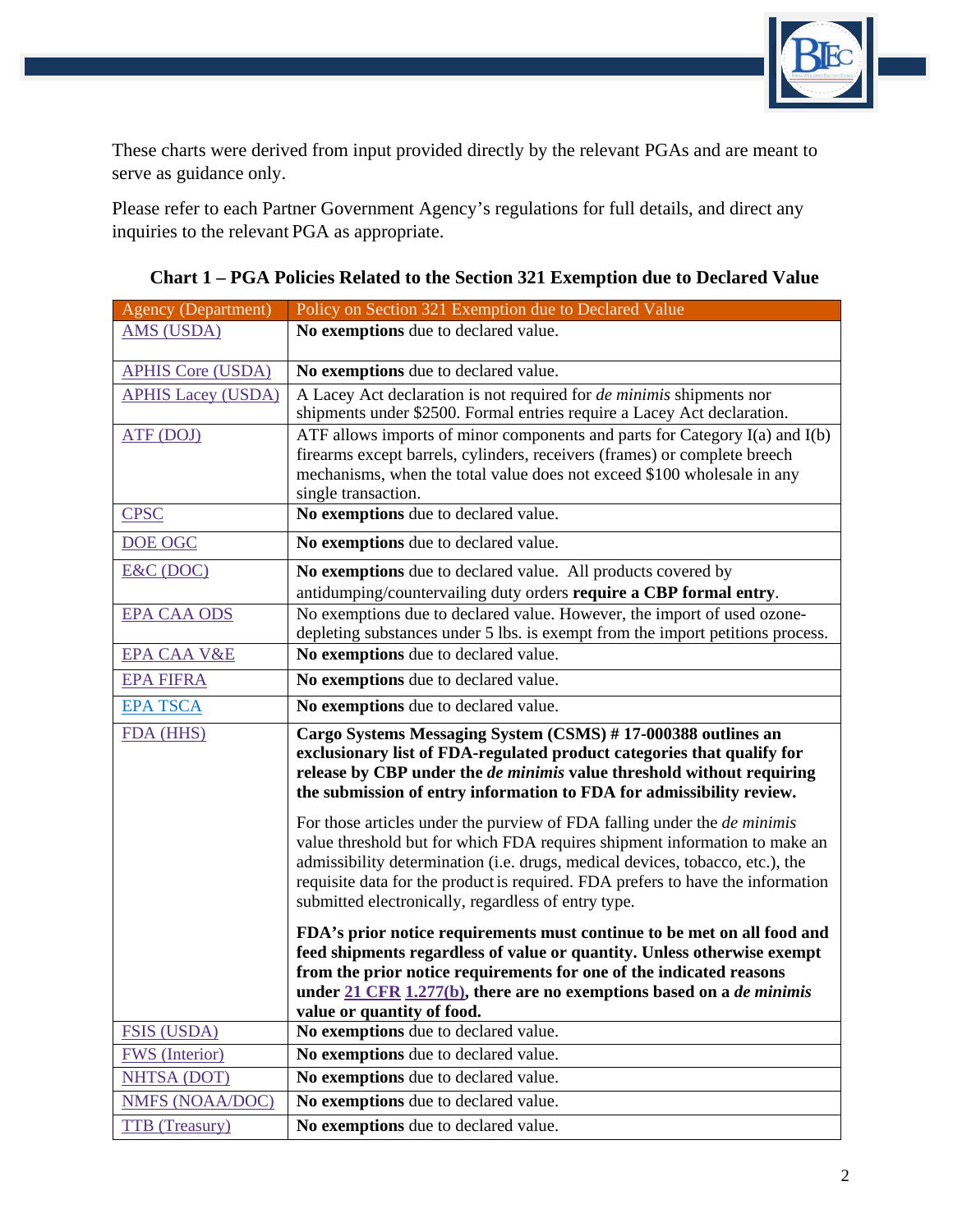These charts were derived from input provided directly by the relevant PGAs and are meant to serve as guidance only.

Please refer to each Partner Government Agency's regulations for full details, and direct any inquiries to the relevant PGA as appropriate.

### Chart 1 – PGA Policies Related to the Section 321 Exemption due to Declared Value

| Agency (Department) | Policy on Section 321 Exemption due to Declared Value |
|---|---|
| AMS (USDA) | **No exemptions** due to declared value. |
| APHIS Core (USDA) | **No exemptions** due to declared value. |
| APHIS Lacey (USDA) | A Lacey Act declaration is not required for *de minimis* shipments nor shipments under $2500. Formal entries require a Lacey Act declaration. |
| ATF (DOJ) | ATF allows imports of minor components and parts for Category I(a) and I(b) firearms except barrels, cylinders, receivers (frames) or complete breech mechanisms, when the total value does not exceed $100 wholesale in any single transaction. |
| CPSC | **No exemptions** due to declared value. |
| DOE OGC | **No exemptions** due to declared value. |
| E&C (DOC) | **No exemptions** due to declared value. All products covered by antidumping/countervailing duty orders **require a CBP formal entry**. |
| EPA CAA ODS | No exemptions due to declared value. However, the import of used ozone-depleting substances under 5 lbs. is exempt from the import petitions process. |
| EPA CAA V&E | **No exemptions** due to declared value. |
| EPA FIFRA | **No exemptions** due to declared value. |
| EPA TSCA | **No exemptions** due to declared value. |
| FDA (HHS) | **Cargo Systems Messaging System (CSMS) # 17-000388 outlines an exclusionary list of FDA-regulated product categories that qualify for release by CBP under the *de minimis* value threshold without requiring the submission of entry information to FDA for admissibility review.**<br><br>For those articles under the purview of FDA falling under the *de minimis* value threshold but for which FDA requires shipment information to make an admissibility determination (i.e. drugs, medical devices, tobacco, etc.), the requisite data for the product is required. FDA prefers to have the information submitted electronically, regardless of entry type.<br><br>**FDA's prior notice requirements must continue to be met on all food and feed shipments regardless of value or quantity. Unless otherwise exempt from the prior notice requirements for one of the indicated reasons under 21 CFR 1.277(b), there are no exemptions based on a *de minimis* value or quantity of food.** |
| FSIS (USDA) | **No exemptions** due to declared value. |
| FWS (Interior) | **No exemptions** due to declared value. |
| NHTSA (DOT) | **No exemptions** due to declared value. |
| NMFS (NOAA/DOC) | **No exemptions** due to declared value. |
| TTB (Treasury) | **No exemptions** due to declared value. |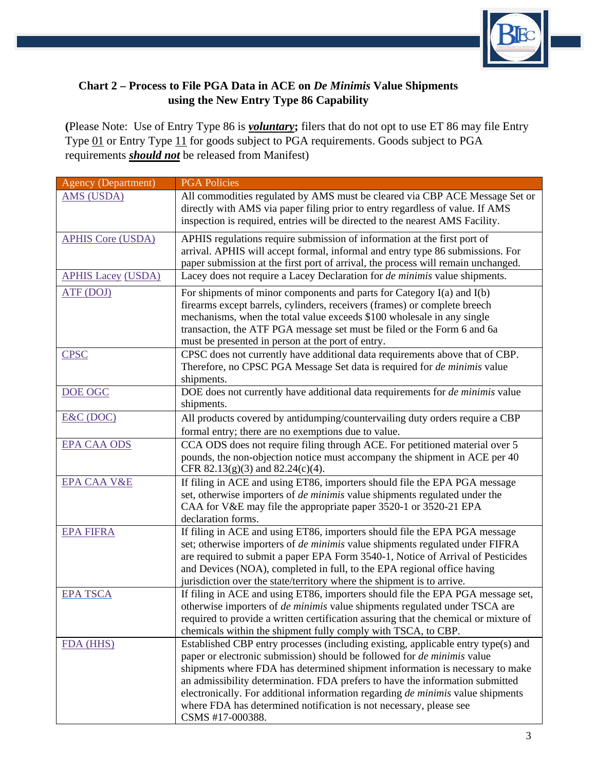## Chart 2 – Process to File PGA Data in ACE on *De Minimis* Value Shipments using the New Entry Type 86 Capability

**(**Please Note: Use of Entry Type 86 is ***voluntary*;** filers that do not opt to use ET 86 may file Entry Type 01 or Entry Type 11 for goods subject to PGA requirements. Goods subject to PGA requirements ***should not*** be released from Manifest)

| Agency (Department) | PGA Policies |
|---|---|
| AMS (USDA) | All commodities regulated by AMS must be cleared via CBP ACE Message Set or directly with AMS via paper filing prior to entry regardless of value. If AMS inspection is required, entries will be directed to the nearest AMS Facility. |
| APHIS Core (USDA) | APHIS regulations require submission of information at the first port of arrival. APHIS will accept formal, informal and entry type 86 submissions. For paper submission at the first port of arrival, the process will remain unchanged. |
| APHIS Lacey (USDA) | Lacey does not require a Lacey Declaration for *de minimis* value shipments. |
| ATF (DOJ) | For shipments of minor components and parts for Category I(a) and I(b) firearms except barrels, cylinders, receivers (frames) or complete breech mechanisms, when the total value exceeds $100 wholesale in any single transaction, the ATF PGA message set must be filed or the Form 6 and 6a must be presented in person at the port of entry. |
| CPSC | CPSC does not currently have additional data requirements above that of CBP. Therefore, no CPSC PGA Message Set data is required for *de minimis* value shipments. |
| DOE OGC | DOE does not currently have additional data requirements for *de minimis* value shipments. |
| E&C (DOC) | All products covered by antidumping/countervailing duty orders require a CBP formal entry; there are no exemptions due to value. |
| EPA CAA ODS | CCA ODS does not require filing through ACE. For petitioned material over 5 pounds, the non-objection notice must accompany the shipment in ACE per 40 CFR 82.13(g)(3) and 82.24(c)(4). |
| EPA CAA V&E | If filing in ACE and using ET86, importers should file the EPA PGA message set, otherwise importers of *de minimis* value shipments regulated under the CAA for V&E may file the appropriate paper 3520-1 or 3520-21 EPA declaration forms. |
| EPA FIFRA | If filing in ACE and using ET86, importers should file the EPA PGA message set; otherwise importers of *de minimis* value shipments regulated under FIFRA are required to submit a paper EPA Form 3540-1, Notice of Arrival of Pesticides and Devices (NOA), completed in full, to the EPA regional office having jurisdiction over the state/territory where the shipment is to arrive. |
| EPA TSCA | If filing in ACE and using ET86, importers should file the EPA PGA message set, otherwise importers of *de minimis* value shipments regulated under TSCA are required to provide a written certification assuring that the chemical or mixture of chemicals within the shipment fully comply with TSCA, to CBP. |
| FDA (HHS) | Established CBP entry processes (including existing, applicable entry type(s) and paper or electronic submission) should be followed for *de minimis* value shipments where FDA has determined shipment information is necessary to make an admissibility determination. FDA prefers to have the information submitted electronically. For additional information regarding *de minimis* value shipments where FDA has determined notification is not necessary, please see CSMS #17-000388. |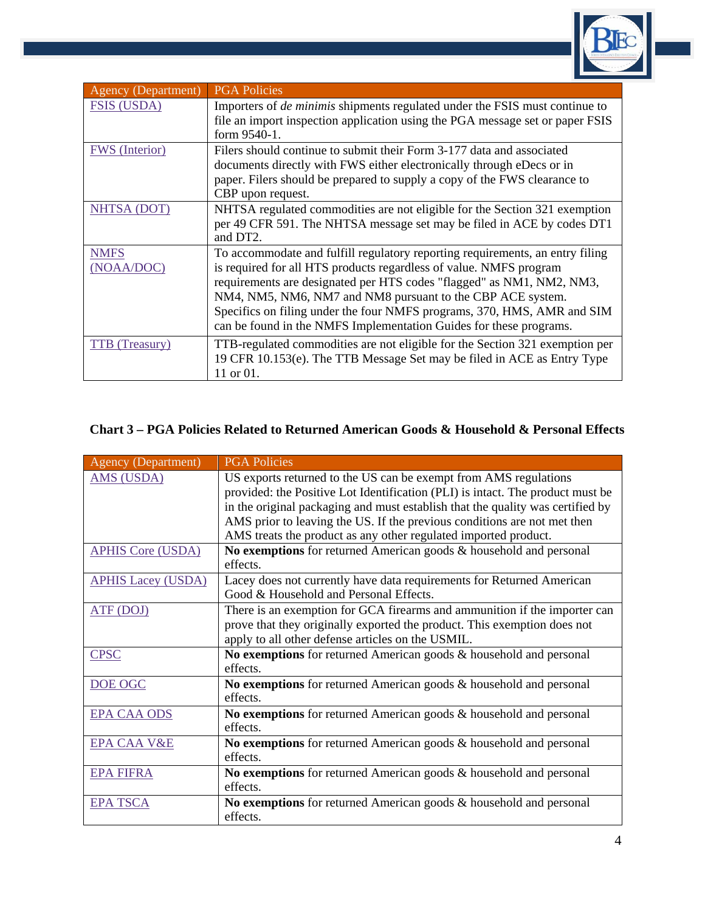| Agency (Department) | PGA Policies |
| --- | --- |
| FSIS (USDA) | Importers of *de minimis* shipments regulated under the FSIS must continue to file an import inspection application using the PGA message set or paper FSIS form 9540-1. |
| FWS (Interior) | Filers should continue to submit their Form 3-177 data and associated documents directly with FWS either electronically through eDecs or in paper. Filers should be prepared to supply a copy of the FWS clearance to CBP upon request. |
| NHTSA (DOT) | NHTSA regulated commodities are not eligible for the Section 321 exemption per 49 CFR 591. The NHTSA message set may be filed in ACE by codes DT1 and DT2. |
| NMFS (NOAA/DOC) | To accommodate and fulfill regulatory reporting requirements, an entry filing is required for all HTS products regardless of value. NMFS program requirements are designated per HTS codes "flagged" as NM1, NM2, NM3, NM4, NM5, NM6, NM7 and NM8 pursuant to the CBP ACE system. Specifics on filing under the four NMFS programs, 370, HMS, AMR and SIM can be found in the NMFS Implementation Guides for these programs. |
| TTB (Treasury) | TTB-regulated commodities are not eligible for the Section 321 exemption per 19 CFR 10.153(e). The TTB Message Set may be filed in ACE as Entry Type 11 or 01. |

**Chart 3 – PGA Policies Related to Returned American Goods & Household & Personal Effects**

| Agency (Department) | PGA Policies |
| --- | --- |
| AMS (USDA) | US exports returned to the US can be exempt from AMS regulations provided: the Positive Lot Identification (PLI) is intact. The product must be in the original packaging and must establish that the quality was certified by AMS prior to leaving the US. If the previous conditions are not met then AMS treats the product as any other regulated imported product. |
| APHIS Core (USDA) | **No exemptions** for returned American goods & household and personal effects. |
| APHIS Lacey (USDA) | Lacey does not currently have data requirements for Returned American Good & Household and Personal Effects. |
| ATF (DOJ) | There is an exemption for GCA firearms and ammunition if the importer can prove that they originally exported the product. This exemption does not apply to all other defense articles on the USMIL. |
| CPSC | **No exemptions** for returned American goods & household and personal effects. |
| DOE OGC | **No exemptions** for returned American goods & household and personal effects. |
| EPA CAA ODS | **No exemptions** for returned American goods & household and personal effects. |
| EPA CAA V&E | **No exemptions** for returned American goods & household and personal effects. |
| EPA FIFRA | **No exemptions** for returned American goods & household and personal effects. |
| EPA TSCA | **No exemptions** for returned American goods & household and personal effects. |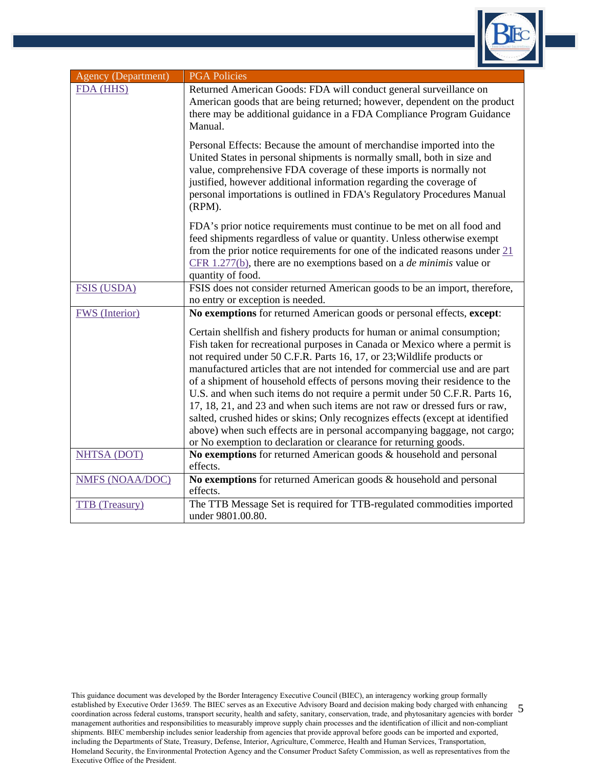| Agency (Department) | PGA Policies |
|---|---|
| FDA (HHS) | Returned American Goods: FDA will conduct general surveillance on American goods that are being returned; however, dependent on the product there may be additional guidance in a FDA Compliance Program Guidance Manual.<br><br>Personal Effects: Because the amount of merchandise imported into the United States in personal shipments is normally small, both in size and value, comprehensive FDA coverage of these imports is normally not justified, however additional information regarding the coverage of personal importations is outlined in FDA's Regulatory Procedures Manual (RPM).<br><br>FDA's prior notice requirements must continue to be met on all food and feed shipments regardless of value or quantity. Unless otherwise exempt from the prior notice requirements for one of the indicated reasons under 21 CFR 1.277(b), there are no exemptions based on a *de minimis* value or quantity of food. |
| FSIS (USDA) | FSIS does not consider returned American goods to be an import, therefore, no entry or exception is needed. |
| FWS (Interior) | **No exemptions** for returned American goods or personal effects, **except**:<br><br>Certain shellfish and fishery products for human or animal consumption; Fish taken for recreational purposes in Canada or Mexico where a permit is not required under 50 C.F.R. Parts 16, 17, or 23;Wildlife products or manufactured articles that are not intended for commercial use and are part of a shipment of household effects of persons moving their residence to the U.S. and when such items do not require a permit under 50 C.F.R. Parts 16, 17, 18, 21, and 23 and when such items are not raw or dressed furs or raw, salted, crushed hides or skins; Only recognizes effects (except at identified above) when such effects are in personal accompanying baggage, not cargo; or No exemption to declaration or clearance for returning goods. |
| NHTSA (DOT) | **No exemptions** for returned American goods & household and personal effects. |
| NMFS (NOAA/DOC) | **No exemptions** for returned American goods & household and personal effects. |
| TTB (Treasury) | The TTB Message Set is required for TTB-regulated commodities imported under 9801.00.80. |

This guidance document was developed by the Border Interagency Executive Council (BIEC), an interagency working group formally established by Executive Order 13659. The BIEC serves as an Executive Advisory Board and decision making body charged with enhancing coordination across federal customs, transport security, health and safety, sanitary, conservation, trade, and phytosanitary agencies with border management authorities and responsibilities to measurably improve supply chain processes and the identification of illicit and non-compliant shipments. BIEC membership includes senior leadership from agencies that provide approval before goods can be imported and exported, including the Departments of State, Treasury, Defense, Interior, Agriculture, Commerce, Health and Human Services, Transportation, Homeland Security, the Environmental Protection Agency and the Consumer Product Safety Commission, as well as representatives from the Executive Office of the President.